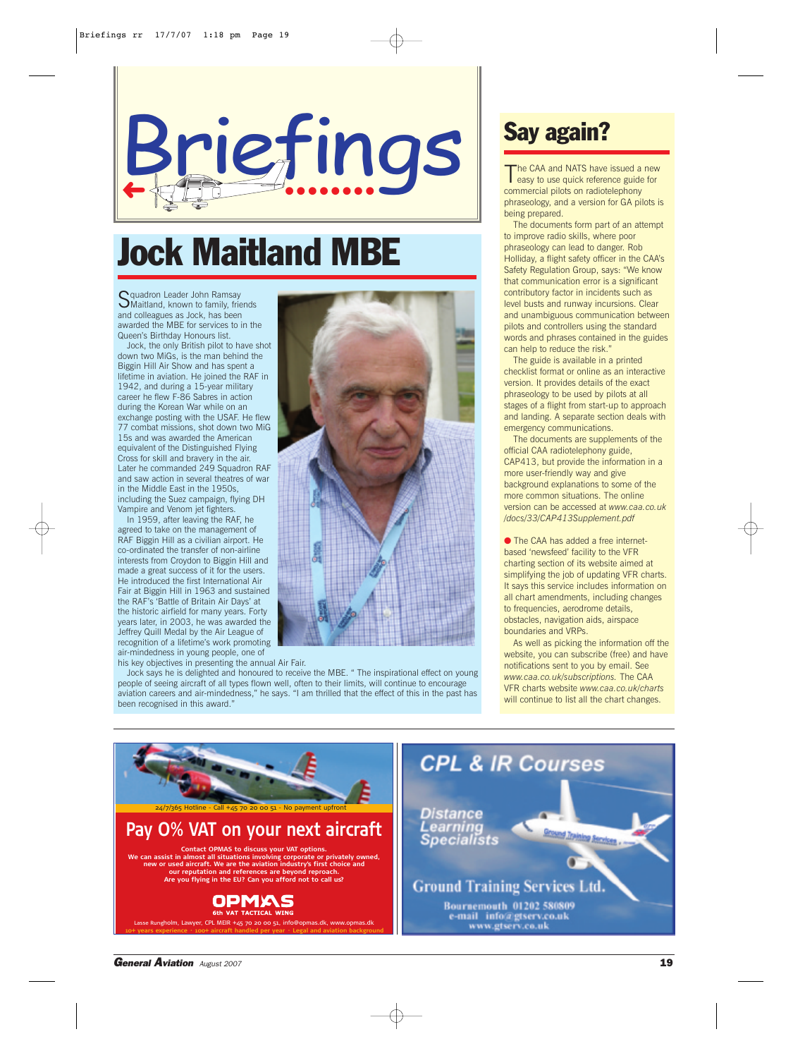# Briefings

## Jock Maitland MBE

Squadron Leader John Ramsay Maitland, known to family, friends and colleagues as Jock, has been awarded the MBE for services to in the Queen's Birthday Honours list.

Jock, the only British pilot to have shot down two MiGs, is the man behind the Biggin Hill Air Show and has spent a lifetime in aviation. He joined the RAF in 1942, and during a 15-year military career he flew F-86 Sabres in action during the Korean War while on an exchange posting with the USAF. He flew 77 combat missions, shot down two MiG 15s and was awarded the American equivalent of the Distinguished Flying Cross for skill and bravery in the air. Later he commanded 249 Squadron RAF and saw action in several theatres of war in the Middle East in the 1950s, including the Suez campaign, flying DH Vampire and Venom jet fighters.

In 1959, after leaving the RAF, he agreed to take on the management of RAF Biggin Hill as a civilian airport. He co-ordinated the transfer of non-airline interests from Croydon to Biggin Hill and made a great success of it for the users. He introduced the first International Air Fair at Biggin Hill in 1963 and sustained the RAF's 'Battle of Britain Air Days' at the historic airfield for many years. Forty years later, in 2003, he was awarded the Jeffrey Quill Medal by the Air League of recognition of a lifetime's work promoting air-mindedness in young people, one of his key objectives in presenting the annual Air Fair.

Jock says he is delighted and honoured to receive the MBE. " The inspirational effect on young people of seeing aircraft of all types flown well, often to their limits, will continue to encourage aviation careers and air-mindedness," he says. "I am thrilled that the effect of this in the past has been recognised in this award."

## Say again?

The CAA and NATS have issued a new easy to use quick reference guide for commercial pilots on radiotelephony phraseology, and a version for GA pilots is being prepared.

The documents form part of an attempt to improve radio skills, where poor phraseology can lead to danger. Rob Holliday, a flight safety officer in the CAA's Safety Regulation Group, says: "We know that communication error is a significant contributory factor in incidents such as level busts and runway incursions. Clear and unambiguous communication between pilots and controllers using the standard words and phrases contained in the guides can help to reduce the risk."

The guide is available in a printed checklist format or online as an interactive version. It provides details of the exact phraseology to be used by pilots at all stages of a flight from start-up to approach and landing. A separate section deals with emergency communications.

The documents are supplements of the official CAA radiotelephony guide, CAP413, but provide the information in a more user-friendly way and give background explanations to some of the more common situations. The online version can be accessed at *www.caa.co.uk /docs/33/CAP413Supplement.pdf*

● The CAA has added a free internet-based 'newsfeed' facility to the VFR charting section of its website aimed at simplifying the job of updating VFR charts. It says this service includes information on all chart amendments, including changes to frequencies, aerodrome details, obstacles, navigation aids, airspace boundaries and VRPs.

As well as picking the information off the website, you can subscribe (free) and have notifications sent to you by email. See *www.caa.co.uk/subscriptions.* The CAA VFR charts website *www.caa.co.uk/charts* will continue to list all the chart changes.

---

24/7/365 Hotline - Call +45 70 20 00 51 - No payment upfront

**Pay 0% VAT on your next aircraft**

**Contact OPMAS to discuss your VAT options. We can assist in almost all situations involving corporate or privately owned, new or used aircraft. We are the aviation industry's first choice and our reputation and references are beyond reproach. Are you flying in the EU? Can you afford not to call us?**

**OPMAS**
6th VAT TACTICAL WING

Lasse Rungholm, Lawyer, CPL MEIR +45 70 20 00 51, info@opmas.dk, www.opmas.dk
10+ years experience • 100+ aircraft handled per year • Legal and aviation background

---

**CPL & IR Courses**

*Distance Learning Specialists*

**Ground Training Services Ltd.**
Bournemouth 01202 580809
e-mail info@gtserv.co.uk
www.gtserv.co.uk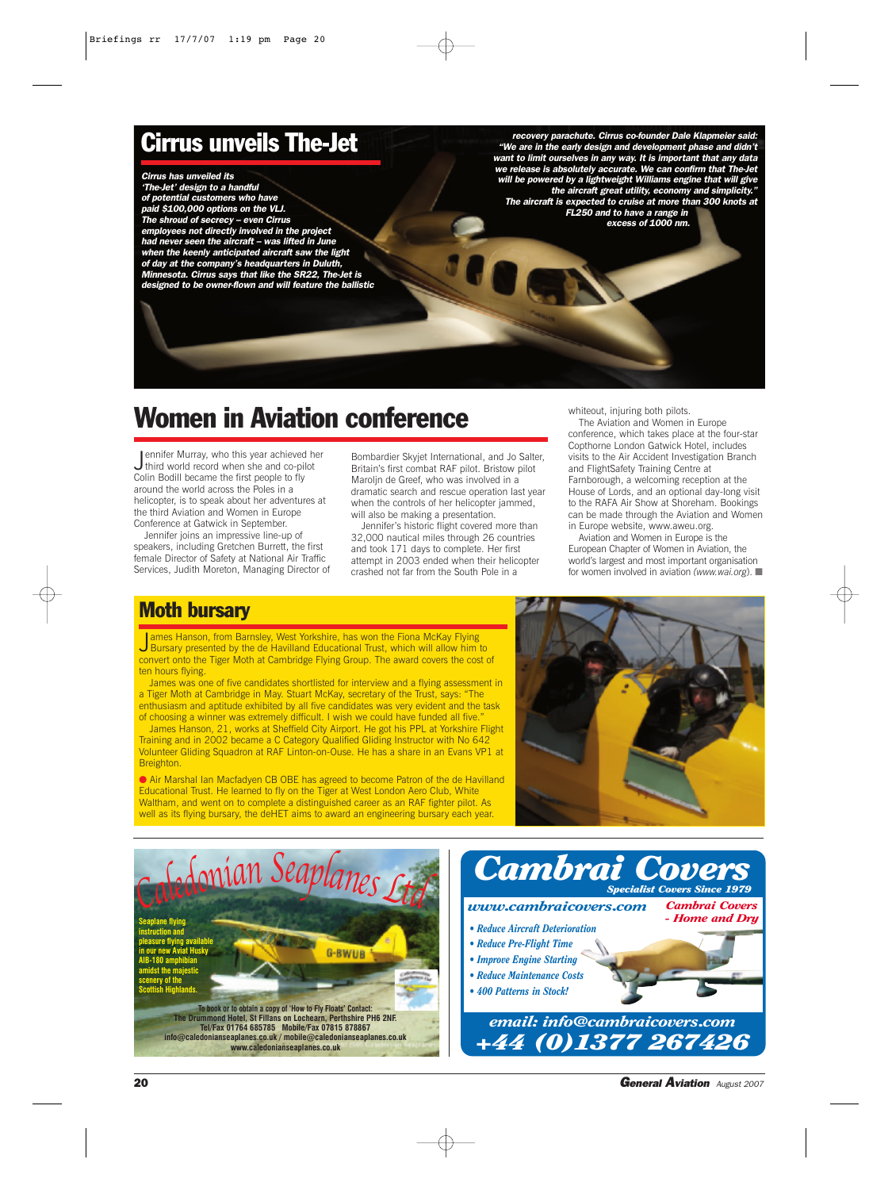# Cirrus unveils The-Jet

***Cirrus has unveiled its 'The-Jet' design to a handful of potential customers who have paid $100,000 options on the VLJ. The shroud of secrecy – even Cirrus employees not directly involved in the project had never seen the aircraft – was lifted in June when the keenly anticipated aircraft saw the light of day at the company's headquarters in Duluth, Minnesota. Cirrus says that like the SR22, The-Jet is designed to be owner-flown and will feature the ballistic recovery parachute. Cirrus co-founder Dale Klapmeier said: "We are in the early design and development phase and didn't want to limit ourselves in any way. It is important that any data we release is absolutely accurate. We can confirm that The-Jet will be powered by a lightweight Williams engine that will give the aircraft great utility, economy and simplicity." The aircraft is expected to cruise at more than 300 knots at FL250 and to have a range in excess of 1000 nm.***

# Women in Aviation conference

Jennifer Murray, who this year achieved her third world record when she and co-pilot Colin Bodill became the first people to fly around the world across the Poles in a helicopter, is to speak about her adventures at the third Aviation and Women in Europe Conference at Gatwick in September.

Jennifer joins an impressive line-up of speakers, including Gretchen Burrett, the first female Director of Safety at National Air Traffic Services, Judith Moreton, Managing Director of Bombardier Skyjet International, and Jo Salter, Britain's first combat RAF pilot. Bristow pilot Maroljn de Greef, who was involved in a dramatic search and rescue operation last year when the controls of her helicopter jammed, will also be making a presentation.

Jennifer's historic flight covered more than 32,000 nautical miles through 26 countries and took 171 days to complete. Her first attempt in 2003 ended when their helicopter crashed not far from the South Pole in a whiteout, injuring both pilots.

The Aviation and Women in Europe conference, which takes place at the four-star Copthorne London Gatwick Hotel, includes visits to the Air Accident Investigation Branch and FlightSafety Training Centre at Farnborough, a welcoming reception at the House of Lords, and an optional day-long visit to the RAFA Air Show at Shoreham. Bookings can be made through the Aviation and Women in Europe website, www.aweu.org.

Aviation and Women in Europe is the European Chapter of Women in Aviation, the world's largest and most important organisation for women involved in aviation *(www.wai.org)*. ■

# Moth bursary

James Hanson, from Barnsley, West Yorkshire, has won the Fiona McKay Flying Bursary presented by the de Havilland Educational Trust, which will allow him to convert onto the Tiger Moth at Cambridge Flying Group. The award covers the cost of ten hours flying.

James was one of five candidates shortlisted for interview and a flying assessment in a Tiger Moth at Cambridge in May. Stuart McKay, secretary of the Trust, says: "The enthusiasm and aptitude exhibited by all five candidates was very evident and the task of choosing a winner was extremely difficult. I wish we could have funded all five."

James Hanson, 21, works at Sheffield City Airport. He got his PPL at Yorkshire Flight Training and in 2002 became a C Category Qualified Gliding Instructor with No 642 Volunteer Gliding Squadron at RAF Linton-on-Ouse. He has a share in an Evans VP1 at Breighton.

● Air Marshal Ian Macfadyen CB OBE has agreed to become Patron of the de Havilland Educational Trust. He learned to fly on the Tiger at West London Aero Club, White Waltham, and went on to complete a distinguished career as an RAF fighter pilot. As well as its flying bursary, the deHET aims to award an engineering bursary each year.

---

**Caledonian Seaplanes Ltd**

Seaplane flying instruction and pleasure flying available in our new Aviat Husky AIB-180 amphibian amidst the majestic scenery of the Scottish Highlands.

To book or to obtain a copy of 'How to Fly Floats' Contact:
The Drummond Hotel, St Fillans on Lochearn, Perthshire PH6 2NF.
Tel/Fax 01764 685785 Mobile/Fax 07815 878867
info@caledonianseaplanes.co.uk / mobile@caledonianseaplanes.co.uk
www.caledonianseaplanes.co.uk

---

**Cambrai Covers**
*Specialist Covers Since 1979*

*www.cambraicovers.com*

*Cambrai Covers - Home and Dry*

- *Reduce Aircraft Deterioration*
- *Reduce Pre-Flight Time*
- *Improve Engine Starting*
- *Reduce Maintenance Costs*
- *400 Patterns in Stock!*

*email: info@cambraicovers.com*
*+44 (0)1377 267426*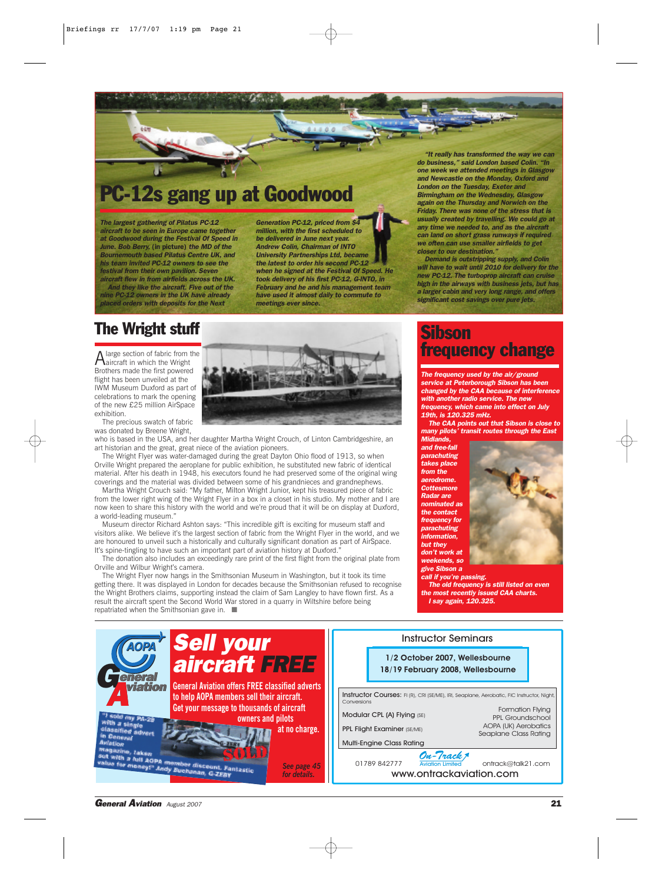# PC-12s gang up at Goodwood

*The largest gathering of Pilatus PC-12 aircraft to be seen in Europe came together at Goodwood during the Festival Of Speed in June. Bob Berry, (in picture) the MD of the Bournemouth based Pilatus Centre UK, and his team invited PC-12 owners to see the festival from their own pavilion. Seven aircraft flew in from airfields across the UK.*

*And they like the aircraft. Five out of the nine PC-12 owners in the UK have already placed orders with deposits for the Next Generation PC-12, priced from $4 million, with the first scheduled to be delivered in June next year. Andrew Colin, Chairman of INTO University Partnerships Ltd, became the latest to order his second PC-12 when he signed at the Festival Of Speed. He took delivery of his first PC-12, G-INTO, in February and he and his management team have used it almost daily to commute to meetings ever since.*

*"It really has transformed the way we can do business," said London based Colin. "In one week we attended meetings in Glasgow and Newcastle on the Monday, Oxford and London on the Tuesday, Exeter and Birmingham on the Wednesday, Glasgow again on the Thursday and Norwich on the Friday. There was none of the stress that is usually created by travelling. We could go at any time we needed to, and as the aircraft can land on short grass runways if required we often can use smaller airfields to get closer to our destination."*

*Demand is outstripping supply, and Colin will have to wait until 2010 for delivery for the new PC-12. The turboprop aircraft can cruise high in the airways with business jets, but has a larger cabin and very long range, and offers significant cost savings over pure jets.*

# The Wright stuff

A large section of fabric from the aircraft in which the Wright Brothers made the first powered flight has been unveiled at the IWM Museum Duxford as part of celebrations to mark the opening of the new £25 million AirSpace exhibition.

The precious swatch of fabric was donated by Breene Wright, who is based in the USA, and her daughter Martha Wright Crouch, of Linton Cambridgeshire, an art historian and the great, great niece of the aviation pioneers.

The Wright Flyer was water-damaged during the great Dayton Ohio flood of 1913, so when Orville Wright prepared the aeroplane for public exhibition, he substituted new fabric of identical material. After his death in 1948, his executors found he had preserved some of the original wing coverings and the material was divided between some of his grandnieces and grandnephews.

Martha Wright Crouch said: "My father, Milton Wright Junior, kept his treasured piece of fabric from the lower right wing of the Wright Flyer in a box in a closet in his studio. My mother and I are now keen to share this history with the world and we're proud that it will be on display at Duxford, a world-leading museum."

Museum director Richard Ashton says: "This incredible gift is exciting for museum staff and visitors alike. We believe it's the largest section of fabric from the Wright Flyer in the world, and we are honoured to unveil such a historically and culturally significant donation as part of AirSpace. It's spine-tingling to have such an important part of aviation history at Duxford."

The donation also includes an exceedingly rare print of the first flight from the original plate from Orville and Wilbur Wright's camera.

The Wright Flyer now hangs in the Smithsonian Museum in Washington, but it took its time getting there. It was displayed in London for decades because the Smithsonian refused to recognise the Wright Brothers claims, supporting instead the claim of Sam Langley to have flown first. As a result the aircraft spent the Second World War stored in a quarry in Wiltshire before being repatriated when the Smithsonian gave in. ■

# Sibson frequency change

*The frequency used by the air/ground service at Peterborough Sibson has been changed by the CAA because of interference with another radio service. The new frequency, which came into effect on July 19th, is 120.325 mHz.*

*The CAA points out that Sibson is close to many pilots' transit routes through the East Midlands, and free-fall parachuting takes place from the aerodrome. Cottesmore Radar are nominated as the contact frequency for parachuting information, but they don't work at weekends, so give Sibson a call if you're passing.*

*The old frequency is still listed on even the most recently issued CAA charts.*

*I say again, 120.325.*

---

**AOPA General Aviation**

## *Sell your aircraft FREE*

**General Aviation offers FREE classified adverts to help AOPA members sell their aircraft. Get your message to thousands of aircraft owners and pilots at no charge.**

"I sold my PA-28 with a single classified advert in General Aviation magazine, taken out with a full AOPA member discount. Fantastic value for money!" Andy Buchanan, G-ZEBY

SOLD

*See page 45 for details.*

---

**Instructor Seminars**

**1/2 October 2007, Wellesbourne**
**18/19 February 2008, Wellesbourne**

Instructor Courses: FI (R), CRI (SE/ME), IRI, Seaplane, Aerobatic, FIC Instructor, Night. Conversions

Modular CPL (A) Flying (SE)
PPL Flight Examiner (SE/ME)
Multi-Engine Class Rating
Formation Flying
PPL Groundschool
AOPA (UK) Aerobatics
Seaplane Class Rating

On-Track Aviation Limited

01789 842777 ontrack@talk21.com
www.ontrackaviation.com